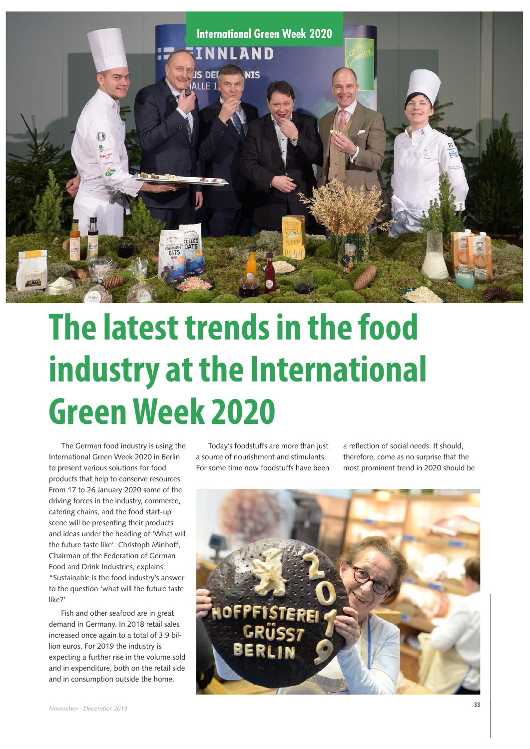# The latest trends in the food industry at the International Green Week 2020

The German food industry is using the International Green Week 2020 in Berlin to present various solutions for food products that help to conserve resources. From 17 to 26 January 2020 some of the driving forces in the industry, commerce, catering chains, and the food start-up scene will be presenting their products and ideas under the heading of 'What will the future taste like': Christoph Minhoff, Chairman of the Federation of German Food and Drink Industries, explains: "Sustainable is the food industry's answer to the question 'what will the future taste like?'

Fish and other seafood are in great demand in Germany. In 2018 retail sales increased once again to a total of 3.9 billion euros. For 2019 the industry is expecting a further rise in the volume sold and in expenditure, both on the retail side and in consumption outside the home.

Today's foodstuffs are more than just a source of nourishment and stimulants. For some time now foodstuffs have been a reflection of social needs. It should, therefore, come as no surprise that the most prominent trend in 2020 should be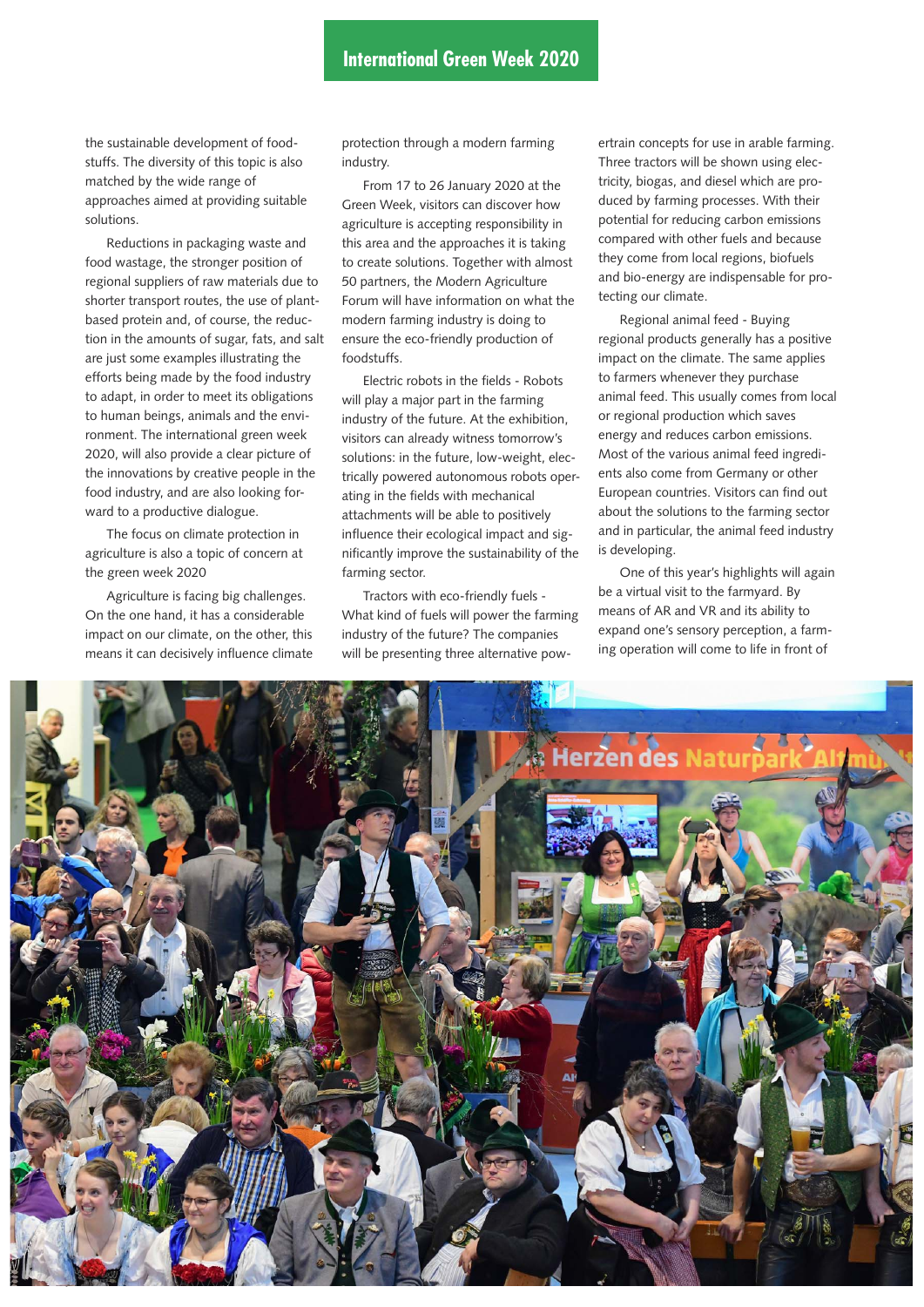the sustainable development of foodstuffs. The diversity of this topic is also matched by the wide range of approaches aimed at providing suitable solutions.

Reductions in packaging waste and food wastage, the stronger position of regional suppliers of raw materials due to shorter transport routes, the use of plant-based protein and, of course, the reduction in the amounts of sugar, fats, and salt are just some examples illustrating the efforts being made by the food industry to adapt, in order to meet its obligations to human beings, animals and the environment. The international green week 2020, will also provide a clear picture of the innovations by creative people in the food industry, and are also looking forward to a productive dialogue.

The focus on climate protection in agriculture is also a topic of concern at the green week 2020

Agriculture is facing big challenges. On the one hand, it has a considerable impact on our climate, on the other, this means it can decisively influence climate protection through a modern farming industry.

From 17 to 26 January 2020 at the Green Week, visitors can discover how agriculture is accepting responsibility in this area and the approaches it is taking to create solutions. Together with almost 50 partners, the Modern Agriculture Forum will have information on what the modern farming industry is doing to ensure the eco-friendly production of foodstuffs.

Electric robots in the fields - Robots will play a major part in the farming industry of the future. At the exhibition, visitors can already witness tomorrow's solutions: in the future, low-weight, electrically powered autonomous robots operating in the fields with mechanical attachments will be able to positively influence their ecological impact and significantly improve the sustainability of the farming sector.

Tractors with eco-friendly fuels - What kind of fuels will power the farming industry of the future? The companies will be presenting three alternative powertrain concepts for use in arable farming. Three tractors will be shown using electricity, biogas, and diesel which are produced by farming processes. With their potential for reducing carbon emissions compared with other fuels and because they come from local regions, biofuels and bio-energy are indispensable for protecting our climate.

Regional animal feed - Buying regional products generally has a positive impact on the climate. The same applies to farmers whenever they purchase animal feed. This usually comes from local or regional production which saves energy and reduces carbon emissions. Most of the various animal feed ingredients also come from Germany or other European countries. Visitors can find out about the solutions to the farming sector and in particular, the animal feed industry is developing.

One of this year's highlights will again be a virtual visit to the farmyard. By means of AR and VR and its ability to expand one's sensory perception, a farming operation will come to life in front of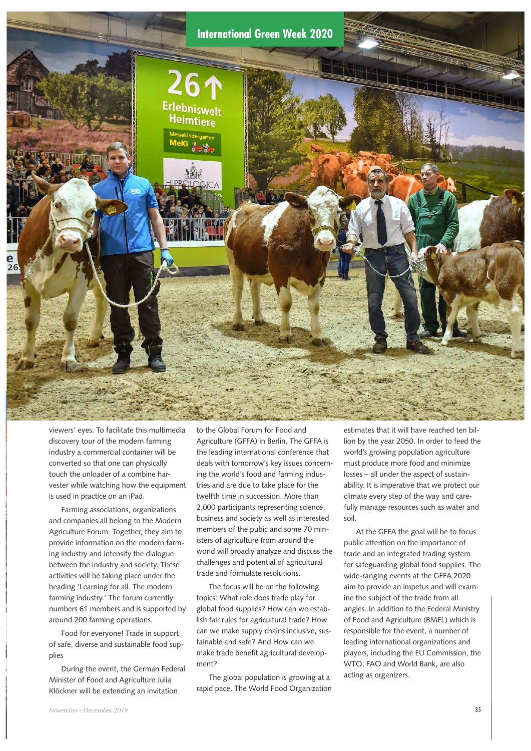viewers' eyes. To facilitate this multimedia discovery tour of the modern farming industry a commercial container will be converted so that one can physically touch the unloader of a combine harvester while watching how the equipment is used in practice on an iPad.

Farming associations, organizations and companies all belong to the Modern Agriculture Forum. Together, they aim to provide information on the modern farming industry and intensify the dialogue between the industry and society. These activities will be taking place under the heading 'Learning for all. The modern farming industry.' The forum currently numbers 61 members and is supported by around 200 farming operations.

Food for everyone! Trade in support of safe, diverse and sustainable food supplies

During the event, the German Federal Minister of Food and Agriculture Julia Klöckner will be extending an invitation to the Global Forum for Food and Agriculture (GFFA) in Berlin. The GFFA is the leading international conference that deals with tomorrow's key issues concerning the world's food and farming industries and are due to take place for the twelfth time in succession. More than 2,000 participants representing science, business and society as well as interested members of the pubic and some 70 ministers of agriculture from around the world will broadly analyze and discuss the challenges and potential of agricultural trade and formulate resolutions.

The focus will be on the following topics: What role does trade play for global food supplies? How can we establish fair rules for agricultural trade? How can we make supply chains inclusive, sustainable and safe? And How can we make trade benefit agricultural development?

The global population is growing at a rapid pace. The World Food Organization estimates that it will have reached ten billion by the year 2050. In order to feed the world's growing population agriculture must produce more food and minimize losses – all under the aspect of sustainability. It is imperative that we protect our climate every step of the way and carefully manage resources such as water and soil.

At the GFFA the goal will be to focus public attention on the importance of trade and an integrated trading system for safeguarding global food supplies. The wide-ranging events at the GFFA 2020 aim to provide an impetus and will examine the subject of the trade from all angles. In addition to the Federal Ministry of Food and Agriculture (BMEL) which is responsible for the event, a number of leading international organizations and players, including the EU Commission, the WTO, FAO and World Bank, are also acting as organizers.